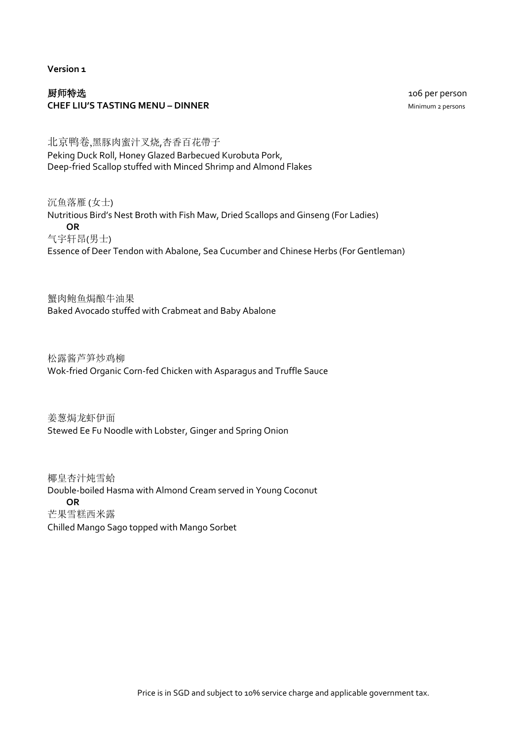**Version 1**

## 厨师特选
## CHEF LIU'S TASTING MENU – DINNER

106 per person
Minimum 2 persons

北京鸭卷,黑豚肉蜜汁叉烧,杏香百花帶子
Peking Duck Roll, Honey Glazed Barbecued Kurobuta Pork,
Deep-fried Scallop stuffed with Minced Shrimp and Almond Flakes

沉鱼落雁 (女士)
Nutritious Bird's Nest Broth with Fish Maw, Dried Scallops and Ginseng (For Ladies)

**OR**

气宇轩昂(男士)
Essence of Deer Tendon with Abalone, Sea Cucumber and Chinese Herbs (For Gentleman)

蟹肉鲍鱼焗酿牛油果
Baked Avocado stuffed with Crabmeat and Baby Abalone

松露酱芦笋炒鸡柳
Wok-fried Organic Corn-fed Chicken with Asparagus and Truffle Sauce

姜葱焗龙虾伊面
Stewed Ee Fu Noodle with Lobster, Ginger and Spring Onion

椰皇杏汁炖雪蛤
Double-boiled Hasma with Almond Cream served in Young Coconut

**OR**

芒果雪糕西米露
Chilled Mango Sago topped with Mango Sorbet

Price is in SGD and subject to 10% service charge and applicable government tax.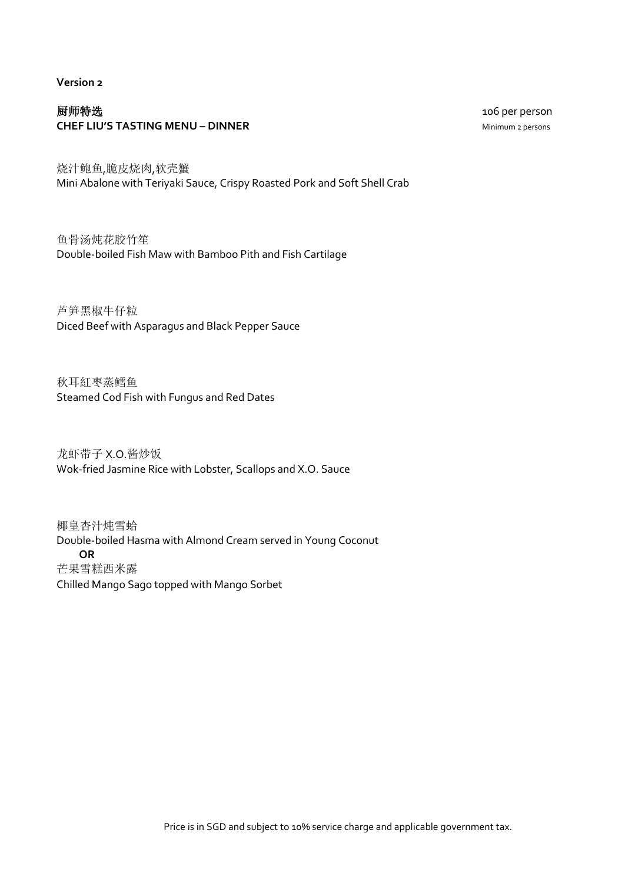**Version 2**

**厨师特选**
**CHEF LIU'S TASTING MENU – DINNER**

106 per person
Minimum 2 persons

烧汁鲍鱼,脆皮烧肉,软壳蟹
Mini Abalone with Teriyaki Sauce, Crispy Roasted Pork and Soft Shell Crab

鱼骨汤炖花胶竹笙
Double-boiled Fish Maw with Bamboo Pith and Fish Cartilage

芦笋黑椒牛仔粒
Diced Beef with Asparagus and Black Pepper Sauce

秋耳紅枣蒸鳕鱼
Steamed Cod Fish with Fungus and Red Dates

龙虾带子 X.O.酱炒饭
Wok-fried Jasmine Rice with Lobster, Scallops and X.O. Sauce

椰皇杏汁炖雪蛤
Double-boiled Hasma with Almond Cream served in Young Coconut
**OR**
芒果雪糕西米露
Chilled Mango Sago topped with Mango Sorbet

Price is in SGD and subject to 10% service charge and applicable government tax.